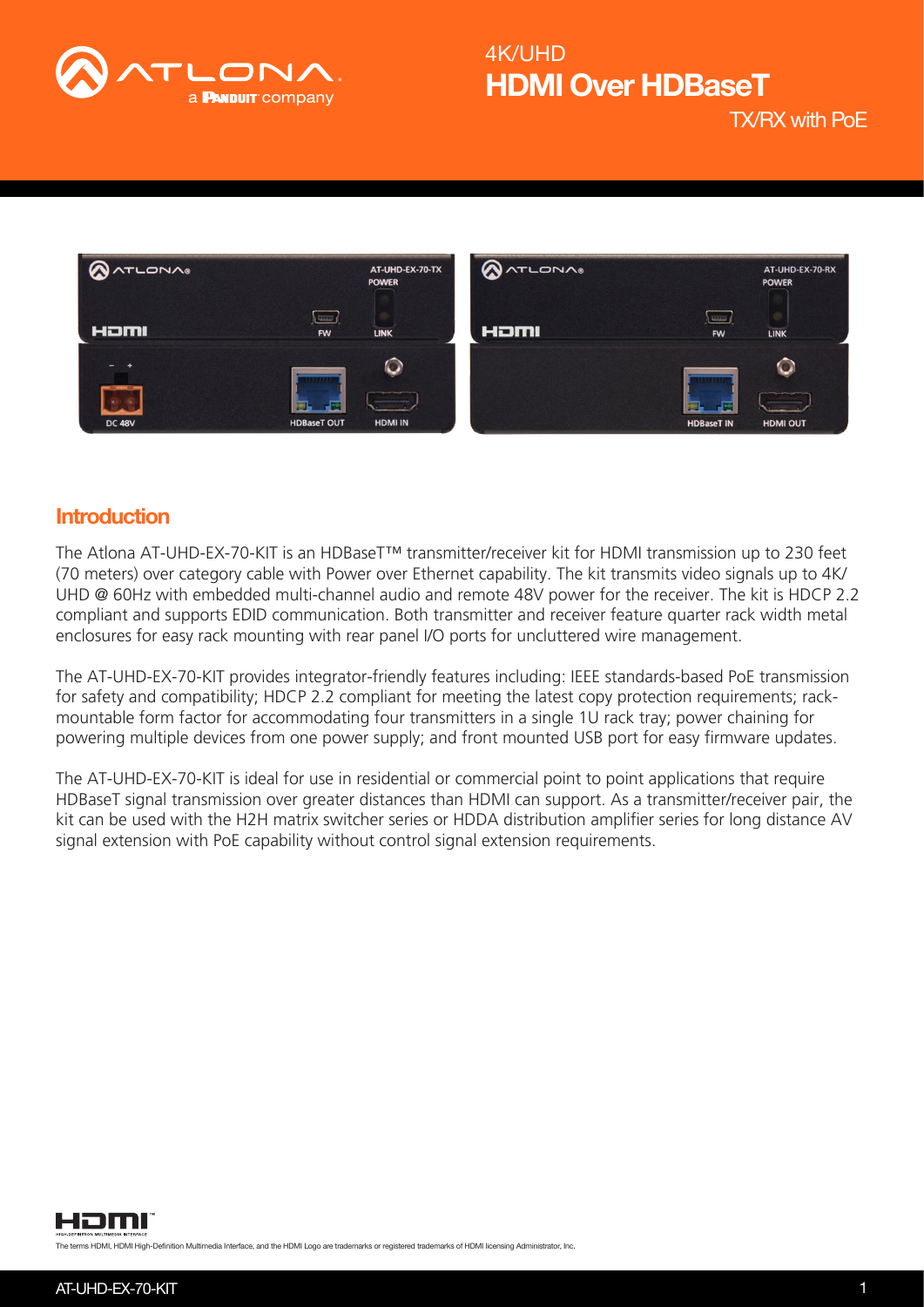# 4K/UHD HDMI Over HDBaseT TX/RX with PoE

## Introduction

The Atlona AT-UHD-EX-70-KIT is an HDBaseT™ transmitter/receiver kit for HDMI transmission up to 230 feet (70 meters) over category cable with Power over Ethernet capability. The kit transmits video signals up to 4K/UHD @ 60Hz with embedded multi-channel audio and remote 48V power for the receiver. The kit is HDCP 2.2 compliant and supports EDID communication. Both transmitter and receiver feature quarter rack width metal enclosures for easy rack mounting with rear panel I/O ports for uncluttered wire management.

The AT-UHD-EX-70-KIT provides integrator-friendly features including: IEEE standards-based PoE transmission for safety and compatibility; HDCP 2.2 compliant for meeting the latest copy protection requirements; rack-mountable form factor for accommodating four transmitters in a single 1U rack tray; power chaining for powering multiple devices from one power supply; and front mounted USB port for easy firmware updates.

The AT-UHD-EX-70-KIT is ideal for use in residential or commercial point to point applications that require HDBaseT signal transmission over greater distances than HDMI can support. As a transmitter/receiver pair, the kit can be used with the H2H matrix switcher series or HDDA distribution amplifier series for long distance AV signal extension with PoE capability without control signal extension requirements.

The terms HDMI, HDMI High-Definition Multimedia Interface, and the HDMI Logo are trademarks or registered trademarks of HDMI licensing Administrator, Inc.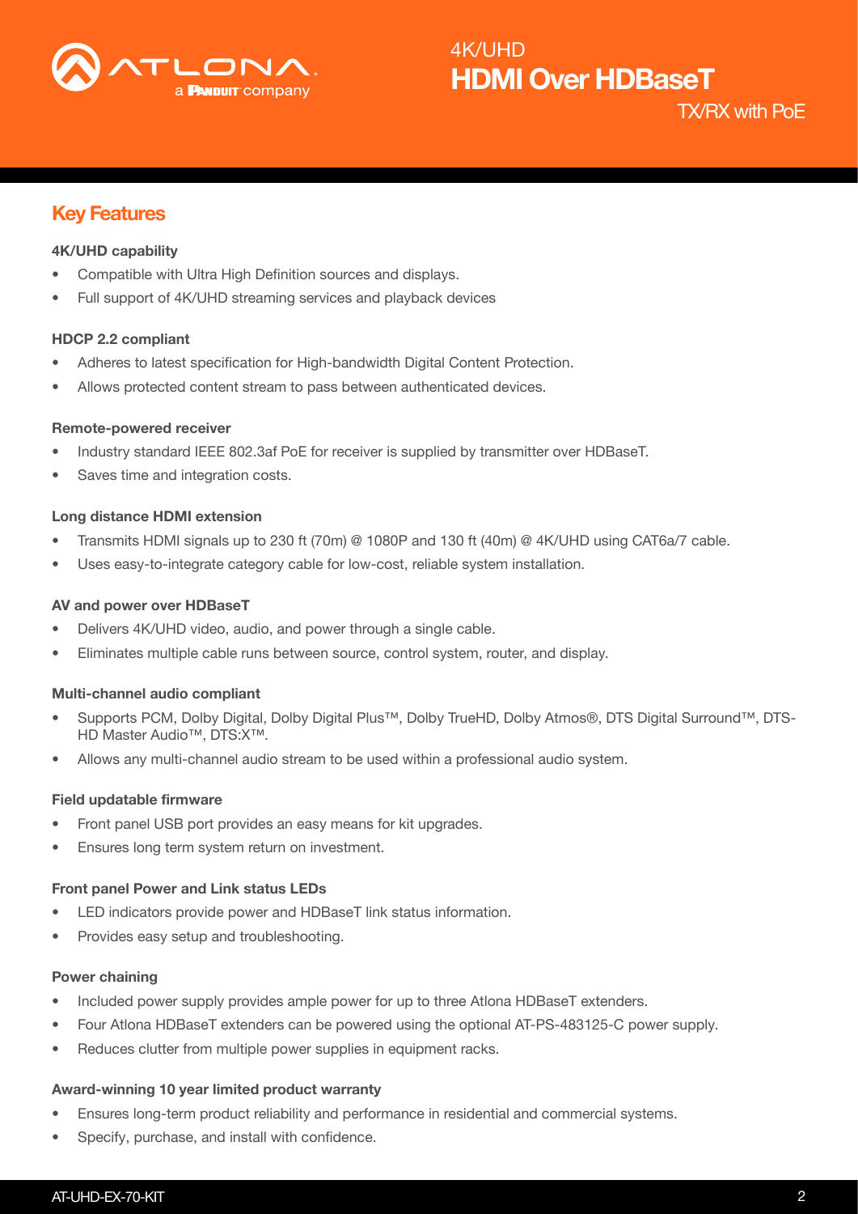## Key Features

**4K/UHD capability**

- Compatible with Ultra High Definition sources and displays.
- Full support of 4K/UHD streaming services and playback devices

**HDCP 2.2 compliant**

- Adheres to latest specification for High-bandwidth Digital Content Protection.
- Allows protected content stream to pass between authenticated devices.

**Remote-powered receiver**

- Industry standard IEEE 802.3af PoE for receiver is supplied by transmitter over HDBaseT.
- Saves time and integration costs.

**Long distance HDMI extension**

- Transmits HDMI signals up to 230 ft (70m) @ 1080P and 130 ft (40m) @ 4K/UHD using CAT6a/7 cable.
- Uses easy-to-integrate category cable for low-cost, reliable system installation.

**AV and power over HDBaseT**

- Delivers 4K/UHD video, audio, and power through a single cable.
- Eliminates multiple cable runs between source, control system, router, and display.

**Multi-channel audio compliant**

- Supports PCM, Dolby Digital, Dolby Digital Plus™, Dolby TrueHD, Dolby Atmos®, DTS Digital Surround™, DTS-HD Master Audio™, DTS:X™.
- Allows any multi-channel audio stream to be used within a professional audio system.

**Field updatable firmware**

- Front panel USB port provides an easy means for kit upgrades.
- Ensures long term system return on investment.

**Front panel Power and Link status LEDs**

- LED indicators provide power and HDBaseT link status information.
- Provides easy setup and troubleshooting.

**Power chaining**

- Included power supply provides ample power for up to three Atlona HDBaseT extenders.
- Four Atlona HDBaseT extenders can be powered using the optional AT-PS-483125-C power supply.
- Reduces clutter from multiple power supplies in equipment racks.

**Award-winning 10 year limited product warranty**

- Ensures long-term product reliability and performance in residential and commercial systems.
- Specify, purchase, and install with confidence.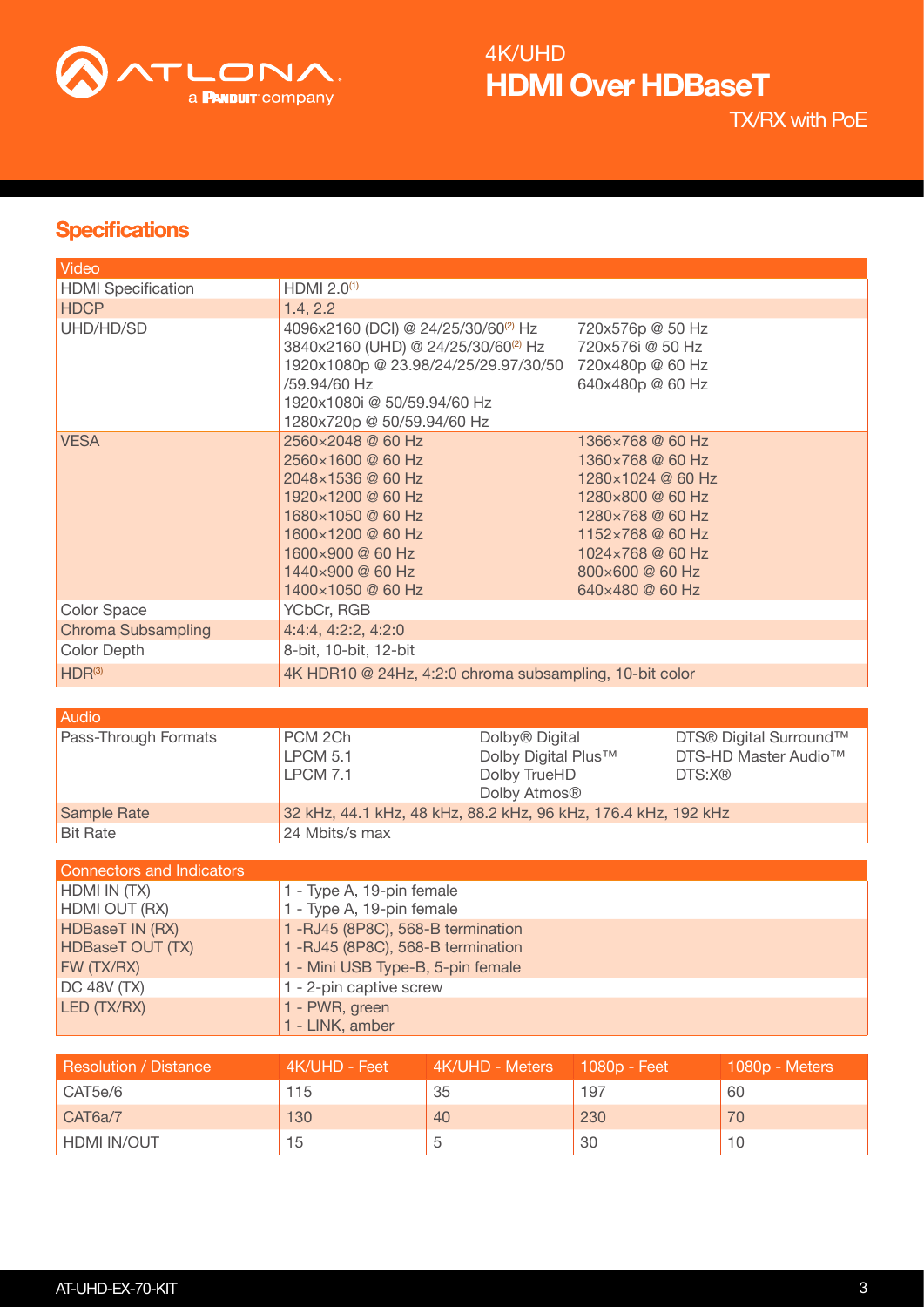## Specifications

| Video | | |
|---|---|---|
| HDMI Specification | HDMI 2.0[1] | |
| HDCP | 1.4, 2.2 | |
| UHD/HD/SD | 4096x2160 (DCI) @ 24/25/30/60[2] Hz<br>3840x2160 (UHD) @ 24/25/30/60[2] Hz<br>1920x1080p @ 23.98/24/25/29.97/30/50/59.94/60 Hz<br>1920x1080i @ 50/59.94/60 Hz<br>1280x720p @ 50/59.94/60 Hz | 720x576p @ 50 Hz<br>720x576i @ 50 Hz<br>720x480p @ 60 Hz<br>640x480p @ 60 Hz |
| VESA | 2560×2048 @ 60 Hz<br>2560×1600 @ 60 Hz<br>2048×1536 @ 60 Hz<br>1920×1200 @ 60 Hz<br>1680×1050 @ 60 Hz<br>1600×1200 @ 60 Hz<br>1600×900 @ 60 Hz<br>1440×900 @ 60 Hz<br>1400×1050 @ 60 Hz | 1366×768 @ 60 Hz<br>1360×768 @ 60 Hz<br>1280×1024 @ 60 Hz<br>1280×800 @ 60 Hz<br>1280×768 @ 60 Hz<br>1152×768 @ 60 Hz<br>1024×768 @ 60 Hz<br>800×600 @ 60 Hz<br>640×480 @ 60 Hz |
| Color Space | YCbCr, RGB | |
| Chroma Subsampling | 4:4:4, 4:2:2, 4:2:0 | |
| Color Depth | 8-bit, 10-bit, 12-bit | |
| HDR[3] | 4K HDR10 @ 24Hz, 4:2:0 chroma subsampling, 10-bit color | |

| Audio | | | |
|---|---|---|---|
| Pass-Through Formats | PCM 2Ch<br>LPCM 5.1<br>LPCM 7.1 | Dolby® Digital<br>Dolby Digital Plus™<br>Dolby TrueHD<br>Dolby Atmos® | DTS® Digital Surround™<br>DTS-HD Master Audio™<br>DTS:X® |
| Sample Rate | 32 kHz, 44.1 kHz, 48 kHz, 88.2 kHz, 96 kHz, 176.4 kHz, 192 kHz | | |
| Bit Rate | 24 Mbits/s max | | |

| Connectors and Indicators | |
|---|---|
| HDMI IN (TX) | 1 - Type A, 19-pin female |
| HDMI OUT (RX) | 1 - Type A, 19-pin female |
| HDBaseT IN (RX) | 1 -RJ45 (8P8C), 568-B termination |
| HDBaseT OUT (TX) | 1 -RJ45 (8P8C), 568-B termination |
| FW (TX/RX) | 1 - Mini USB Type-B, 5-pin female |
| DC 48V (TX) | 1 - 2-pin captive screw |
| LED (TX/RX) | 1 - PWR, green<br>1 - LINK, amber |

| Resolution / Distance | 4K/UHD - Feet | 4K/UHD - Meters | 1080p - Feet | 1080p - Meters |
|---|---|---|---|---|
| CAT5e/6 | 115 | 35 | 197 | 60 |
| CAT6a/7 | 130 | 40 | 230 | 70 |
| HDMI IN/OUT | 15 | 5 | 30 | 10 |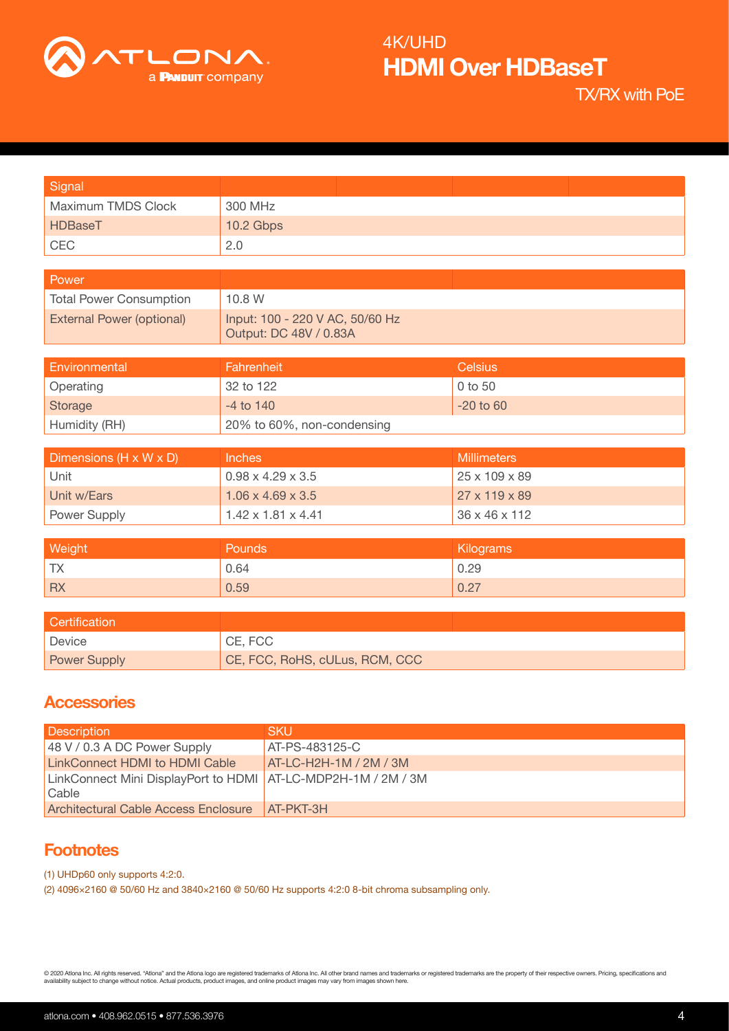| Signal | |
|---|---|
| Maximum TMDS Clock | 300 MHz |
| HDBaseT | 10.2 Gbps |
| CEC | 2.0 |

| Power | |
|---|---|
| Total Power Consumption | 10.8 W |
| External Power (optional) | Input: 100 - 220 V AC, 50/60 Hz<br>Output: DC 48V / 0.83A |

| Environmental | Fahrenheit | Celsius |
|---|---|---|
| Operating | 32 to 122 | 0 to 50 |
| Storage | -4 to 140 | -20 to 60 |
| Humidity (RH) | 20% to 60%, non-condensing | |

| Dimensions (H x W x D) | Inches | Millimeters |
|---|---|---|
| Unit | 0.98 x 4.29 x 3.5 | 25 x 109 x 89 |
| Unit w/Ears | 1.06 x 4.69 x 3.5 | 27 x 119 x 89 |
| Power Supply | 1.42 x 1.81 x 4.41 | 36 x 46 x 112 |

| Weight | Pounds | Kilograms |
|---|---|---|
| TX | 0.64 | 0.29 |
| RX | 0.59 | 0.27 |

| Certification | |
|---|---|
| Device | CE, FCC |
| Power Supply | CE, FCC, RoHS, cULus, RCM, CCC |

## Accessories

| Description | SKU |
|---|---|
| 48 V / 0.3 A DC Power Supply | AT-PS-483125-C |
| LinkConnect HDMI to HDMI Cable | AT-LC-H2H-1M / 2M / 3M |
| LinkConnect Mini DisplayPort to HDMI Cable | AT-LC-MDP2H-1M / 2M / 3M |
| Architectural Cable Access Enclosure | AT-PKT-3H |

## Footnotes

(1) UHDp60 only supports 4:2:0.

(2) 4096×2160 @ 50/60 Hz and 3840×2160 @ 50/60 Hz supports 4:2:0 8-bit chroma subsampling only.

© 2020 Atlona Inc. All rights reserved. "Atlona" and the Atlona logo are registered trademarks of Atlona Inc. All other brand names and trademarks or registered trademarks are the property of their respective owners. Pricing, specifications and availability subject to change without notice. Actual products, product images, and online product images may vary from images shown here.